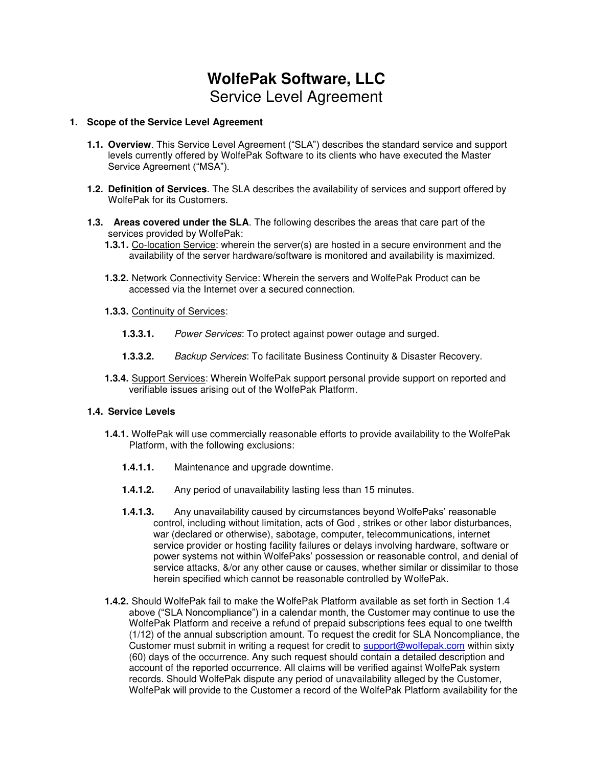# WolfePak Software, LLC

## Service Level Agreement

**1. Scope of the Service Level Agreement**

**1.1. Overview**. This Service Level Agreement ("SLA") describes the standard service and support levels currently offered by WolfePak Software to its clients who have executed the Master Service Agreement ("MSA").

**1.2. Definition of Services**. The SLA describes the availability of services and support offered by WolfePak for its Customers.

**1.3. Areas covered under the SLA**. The following describes the areas that care part of the services provided by WolfePak:

**1.3.1.** Co-location Service: wherein the server(s) are hosted in a secure environment and the availability of the server hardware/software is monitored and availability is maximized.

**1.3.2.** Network Connectivity Service: Wherein the servers and WolfePak Product can be accessed via the Internet over a secured connection.

**1.3.3.** Continuity of Services:

**1.3.3.1.** *Power Services*: To protect against power outage and surged.

**1.3.3.2.** *Backup Services*: To facilitate Business Continuity & Disaster Recovery.

**1.3.4.** Support Services: Wherein WolfePak support personal provide support on reported and verifiable issues arising out of the WolfePak Platform.

**1.4. Service Levels**

**1.4.1.** WolfePak will use commercially reasonable efforts to provide availability to the WolfePak Platform, with the following exclusions:

**1.4.1.1.** Maintenance and upgrade downtime.

**1.4.1.2.** Any period of unavailability lasting less than 15 minutes.

**1.4.1.3.** Any unavailability caused by circumstances beyond WolfePaks' reasonable control, including without limitation, acts of God , strikes or other labor disturbances, war (declared or otherwise), sabotage, computer, telecommunications, internet service provider or hosting facility failures or delays involving hardware, software or power systems not within WolfePaks' possession or reasonable control, and denial of service attacks, &/or any other cause or causes, whether similar or dissimilar to those herein specified which cannot be reasonable controlled by WolfePak.

**1.4.2.** Should WolfePak fail to make the WolfePak Platform available as set forth in Section 1.4 above ("SLA Noncompliance") in a calendar month, the Customer may continue to use the WolfePak Platform and receive a refund of prepaid subscriptions fees equal to one twelfth (1/12) of the annual subscription amount. To request the credit for SLA Noncompliance, the Customer must submit in writing a request for credit to support@wolfepak.com within sixty (60) days of the occurrence. Any such request should contain a detailed description and account of the reported occurrence. All claims will be verified against WolfePak system records. Should WolfePak dispute any period of unavailability alleged by the Customer, WolfePak will provide to the Customer a record of the WolfePak Platform availability for the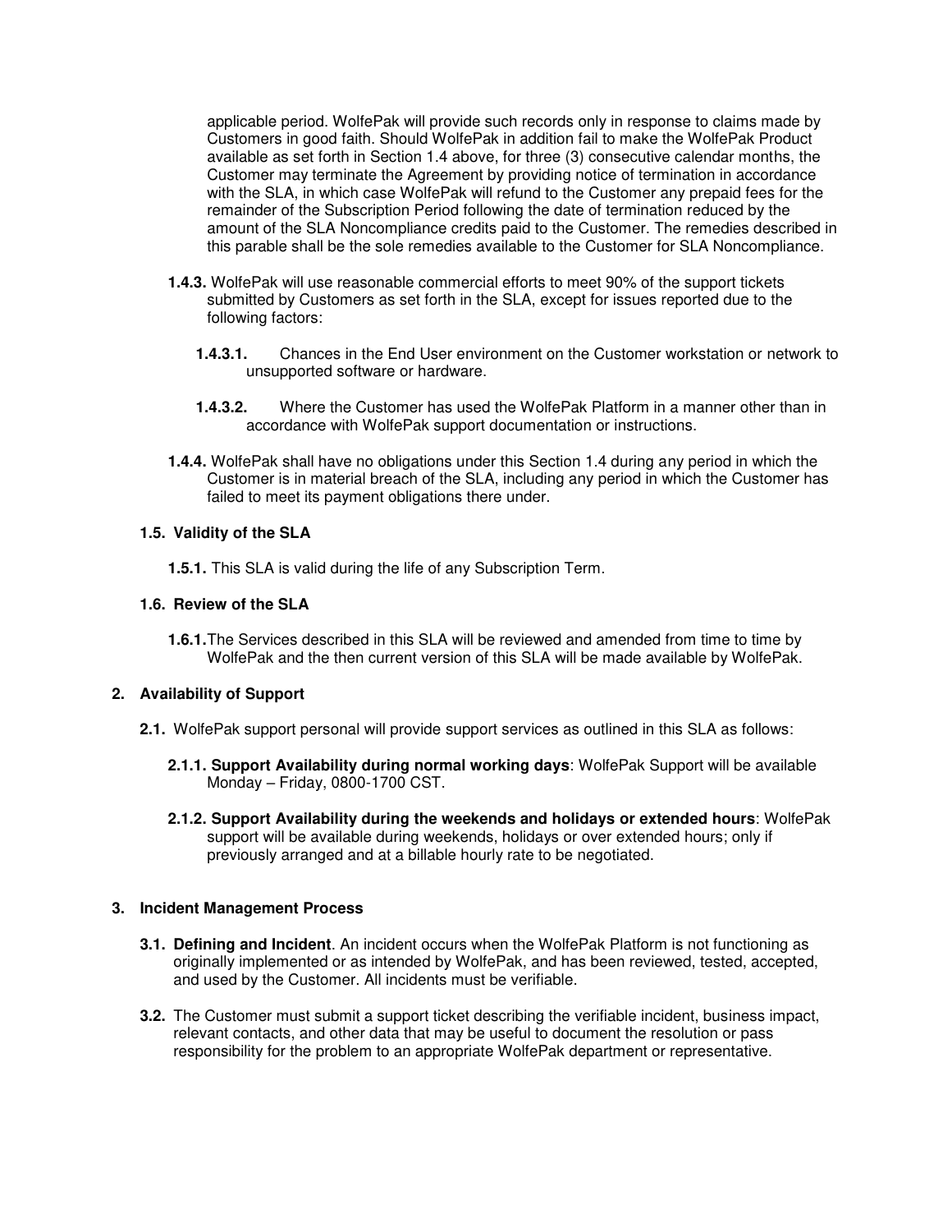applicable period. WolfePak will provide such records only in response to claims made by Customers in good faith. Should WolfePak in addition fail to make the WolfePak Product available as set forth in Section 1.4 above, for three (3) consecutive calendar months, the Customer may terminate the Agreement by providing notice of termination in accordance with the SLA, in which case WolfePak will refund to the Customer any prepaid fees for the remainder of the Subscription Period following the date of termination reduced by the amount of the SLA Noncompliance credits paid to the Customer. The remedies described in this parable shall be the sole remedies available to the Customer for SLA Noncompliance.

**1.4.3.** WolfePak will use reasonable commercial efforts to meet 90% of the support tickets submitted by Customers as set forth in the SLA, except for issues reported due to the following factors:

**1.4.3.1.** Chances in the End User environment on the Customer workstation or network to unsupported software or hardware.

**1.4.3.2.** Where the Customer has used the WolfePak Platform in a manner other than in accordance with WolfePak support documentation or instructions.

**1.4.4.** WolfePak shall have no obligations under this Section 1.4 during any period in which the Customer is in material breach of the SLA, including any period in which the Customer has failed to meet its payment obligations there under.

### 1.5. Validity of the SLA

**1.5.1.** This SLA is valid during the life of any Subscription Term.

### 1.6. Review of the SLA

**1.6.1.** The Services described in this SLA will be reviewed and amended from time to time by WolfePak and the then current version of this SLA will be made available by WolfePak.

## 2. Availability of Support

**2.1.** WolfePak support personal will provide support services as outlined in this SLA as follows:

**2.1.1. Support Availability during normal working days**: WolfePak Support will be available Monday – Friday, 0800-1700 CST.

**2.1.2. Support Availability during the weekends and holidays or extended hours**: WolfePak support will be available during weekends, holidays or over extended hours; only if previously arranged and at a billable hourly rate to be negotiated.

## 3. Incident Management Process

**3.1. Defining and Incident**. An incident occurs when the WolfePak Platform is not functioning as originally implemented or as intended by WolfePak, and has been reviewed, tested, accepted, and used by the Customer. All incidents must be verifiable.

**3.2.** The Customer must submit a support ticket describing the verifiable incident, business impact, relevant contacts, and other data that may be useful to document the resolution or pass responsibility for the problem to an appropriate WolfePak department or representative.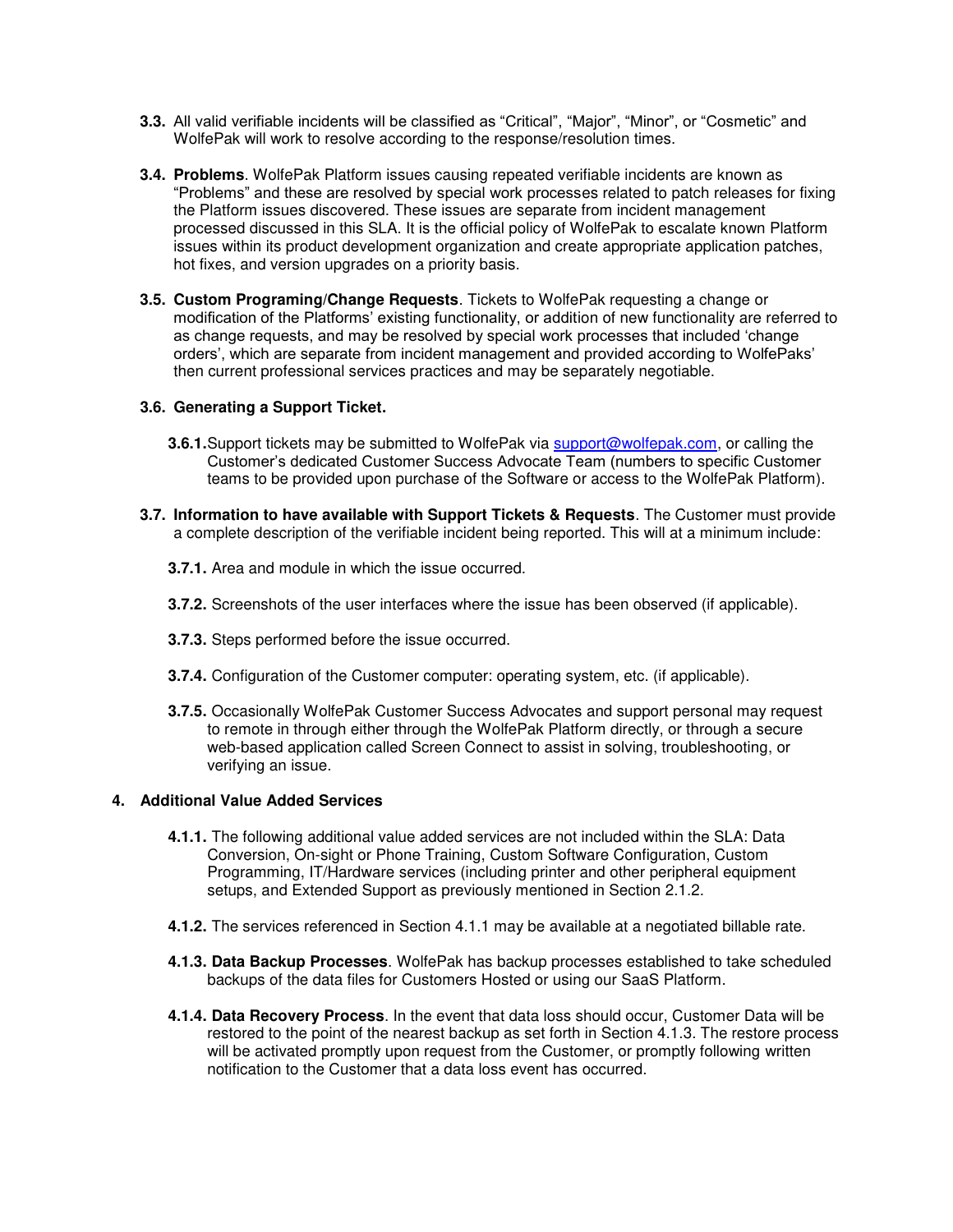**3.3.** All valid verifiable incidents will be classified as "Critical", "Major", "Minor", or "Cosmetic" and WolfePak will work to resolve according to the response/resolution times.

**3.4. Problems**. WolfePak Platform issues causing repeated verifiable incidents are known as "Problems" and these are resolved by special work processes related to patch releases for fixing the Platform issues discovered. These issues are separate from incident management processed discussed in this SLA. It is the official policy of WolfePak to escalate known Platform issues within its product development organization and create appropriate application patches, hot fixes, and version upgrades on a priority basis.

**3.5. Custom Programing/Change Requests**. Tickets to WolfePak requesting a change or modification of the Platforms' existing functionality, or addition of new functionality are referred to as change requests, and may be resolved by special work processes that included 'change orders', which are separate from incident management and provided according to WolfePaks' then current professional services practices and may be separately negotiable.

**3.6. Generating a Support Ticket.**

**3.6.1.** Support tickets may be submitted to WolfePak via [support@wolfepak.com](mailto:support@wolfepak.com), or calling the Customer's dedicated Customer Success Advocate Team (numbers to specific Customer teams to be provided upon purchase of the Software or access to the WolfePak Platform).

**3.7. Information to have available with Support Tickets & Requests**. The Customer must provide a complete description of the verifiable incident being reported. This will at a minimum include:

**3.7.1.** Area and module in which the issue occurred.

**3.7.2.** Screenshots of the user interfaces where the issue has been observed (if applicable).

**3.7.3.** Steps performed before the issue occurred.

**3.7.4.** Configuration of the Customer computer: operating system, etc. (if applicable).

**3.7.5.** Occasionally WolfePak Customer Success Advocates and support personal may request to remote in through either through the WolfePak Platform directly, or through a secure web-based application called Screen Connect to assist in solving, troubleshooting, or verifying an issue.

## 4. Additional Value Added Services

**4.1.1.** The following additional value added services are not included within the SLA: Data Conversion, On-sight or Phone Training, Custom Software Configuration, Custom Programming, IT/Hardware services (including printer and other peripheral equipment setups, and Extended Support as previously mentioned in Section 2.1.2.

**4.1.2.** The services referenced in Section 4.1.1 may be available at a negotiated billable rate.

**4.1.3. Data Backup Processes**. WolfePak has backup processes established to take scheduled backups of the data files for Customers Hosted or using our SaaS Platform.

**4.1.4. Data Recovery Process**. In the event that data loss should occur, Customer Data will be restored to the point of the nearest backup as set forth in Section 4.1.3. The restore process will be activated promptly upon request from the Customer, or promptly following written notification to the Customer that a data loss event has occurred.